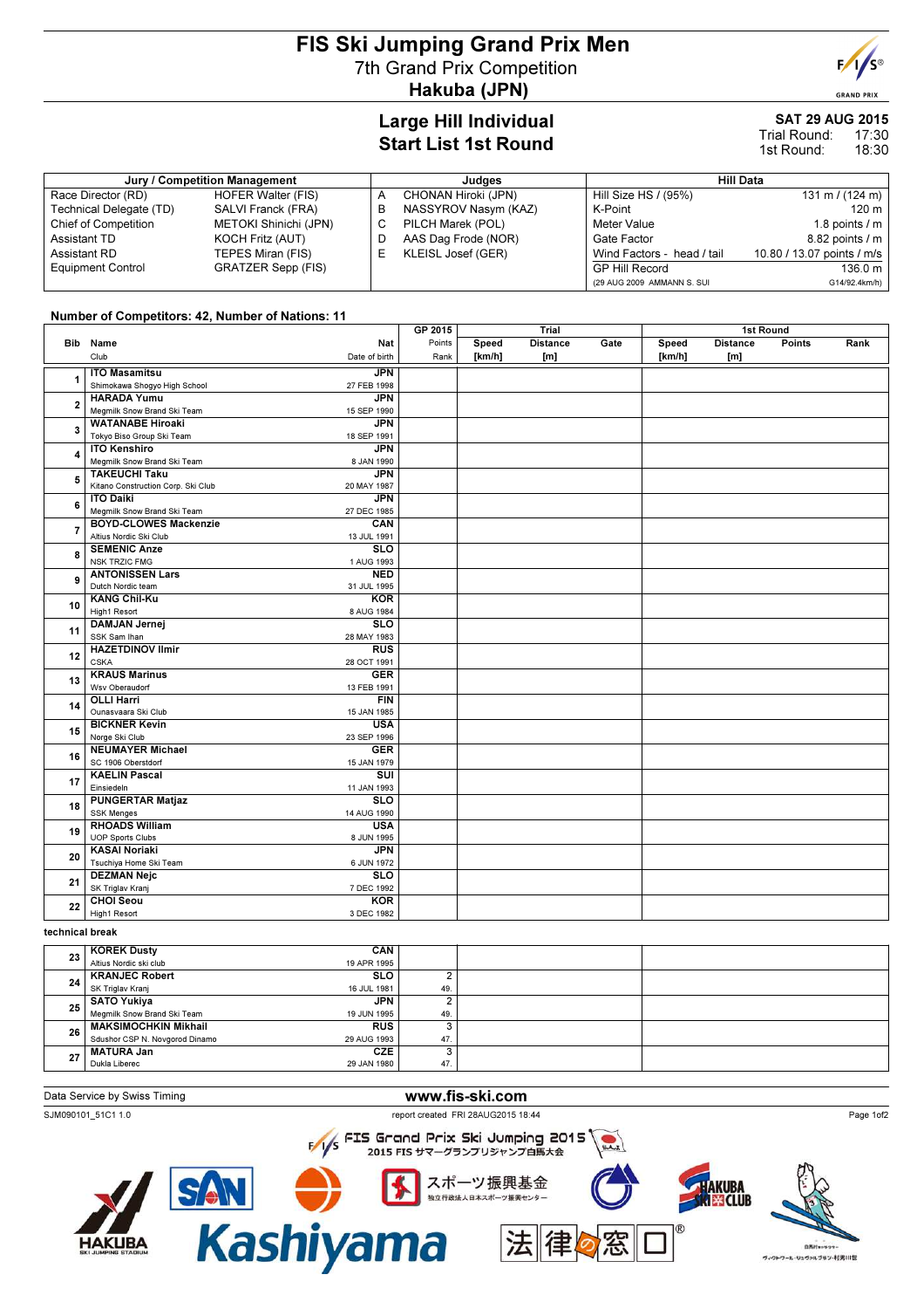# FIS Ski Jumping Grand Prix Men

## 7th Grand Prix Competition

## Hakuba (JPN)

### Large Hill Individual
### Start List 1st Round

**SAT 29 AUG 2015**
Trial Round: 17:30
1st Round: 18:30

| Jury / Competition Management | | Judges | | Hill Data | |
|---|---|---|---|---|---|
| Race Director (RD) | HOFER Walter (FIS) | A | CHONAN Hiroki (JPN) | Hill Size HS / (95%) | 131 m / (124 m) |
| Technical Delegate (TD) | SALVI Franck (FRA) | B | NASSYROV Nasym (KAZ) | K-Point | 120 m |
| Chief of Competition | METOKI Shinichi (JPN) | C | PILCH Marek (POL) | Meter Value | 1.8 points / m |
| Assistant TD | KOCH Fritz (AUT) | D | AAS Dag Frode (NOR) | Gate Factor | 8.82 points / m |
| Assistant RD | TEPES Miran (FIS) | E | KLEISL Josef (GER) | Wind Factors - head / tail | 10.80 / 13.07 points / m/s |
| Equipment Control | GRATZER Sepp (FIS) | | | GP Hill Record | 136.0 m |
| | | | | (29 AUG 2009 AMMANN S. SUI | G14/92.4km/h) |

**Number of Competitors: 42, Number of Nations: 11**

| Bib | Name / Club | Nat / Date of birth | GP 2015 Points / Rank | Trial Speed [km/h] | Trial Distance [m] | Trial Gate | 1st Round Speed [km/h] | 1st Round Distance [m] | 1st Round Points | 1st Round Rank |
|---|---|---|---|---|---|---|---|---|---|---|
| 1 | **ITO Masamitsu** / Shimokawa Shogyo High School | JPN / 27 FEB 1998 | | | | | | | | |
| 2 | **HARADA Yumu** / Megmilk Snow Brand Ski Team | JPN / 15 SEP 1990 | | | | | | | | |
| 3 | **WATANABE Hiroaki** / Tokyo Biso Group Ski Team | JPN / 18 SEP 1991 | | | | | | | | |
| 4 | **ITO Kenshiro** / Megmilk Snow Brand Ski Team | JPN / 8 JAN 1990 | | | | | | | | |
| 5 | **TAKEUCHI Taku** / Kitano Construction Corp. Ski Club | JPN / 20 MAY 1987 | | | | | | | | |
| 6 | **ITO Daiki** / Megmilk Snow Brand Ski Team | JPN / 27 DEC 1985 | | | | | | | | |
| 7 | **BOYD-CLOWES Mackenzie** / Altius Nordic Ski Club | CAN / 13 JUL 1991 | | | | | | | | |
| 8 | **SEMENIC Anze** / NSK TRZIC FMG | SLO / 1 AUG 1993 | | | | | | | | |
| 9 | **ANTONISSEN Lars** / Dutch Nordic team | NED / 31 JUL 1995 | | | | | | | | |
| 10 | **KANG Chil-Ku** / High1 Resort | KOR / 8 AUG 1984 | | | | | | | | |
| 11 | **DAMJAN Jernej** / SSK Sam Ihan | SLO / 28 MAY 1983 | | | | | | | | |
| 12 | **HAZETDINOV Ilmir** / CSKA | RUS / 28 OCT 1991 | | | | | | | | |
| 13 | **KRAUS Marinus** / Wsv Oberaudorf | GER / 13 FEB 1991 | | | | | | | | |
| 14 | **OLLI Harri** / Ounasvaara Ski Club | FIN / 15 JAN 1985 | | | | | | | | |
| 15 | **BICKNER Kevin** / Norge Ski Club | USA / 23 SEP 1996 | | | | | | | | |
| 16 | **NEUMAYER Michael** / SC 1906 Oberstdorf | GER / 15 JAN 1979 | | | | | | | | |
| 17 | **KAELIN Pascal** / Einsiedeln | SUI / 11 JAN 1993 | | | | | | | | |
| 18 | **PUNGERTAR Matjaz** / SSK Menges | SLO / 14 AUG 1990 | | | | | | | | |
| 19 | **RHOADS William** / UOP Sports Clubs | USA / 8 JUN 1995 | | | | | | | | |
| 20 | **KASAI Noriaki** / Tsuchiya Home Ski Team | JPN / 6 JUN 1972 | | | | | | | | |
| 21 | **DEZMAN Nejc** / SK Triglav Kranj | SLO / 7 DEC 1992 | | | | | | | | |
| 22 | **CHOI Seou** / High1 Resort | KOR / 3 DEC 1982 | | | | | | | | |
| | **technical break** | | | | | | | | | |
| 23 | **KOREK Dusty** / Altius Nordic ski club | CAN / 19 APR 1995 | | | | | | | | |
| 24 | **KRANJEC Robert** / SK Triglav Kranj | SLO / 16 JUL 1981 | 2 / 49. | | | | | | | |
| 25 | **SATO Yukiya** / Megmilk Snow Brand Ski Team | JPN / 19 JUN 1995 | 2 / 49. | | | | | | | |
| 26 | **MAKSIMOCHKIN Mikhail** / Sdushor CSP N. Novgorod Dinamo | RUS / 29 AUG 1993 | 3 / 47. | | | | | | | |
| 27 | **MATURA Jan** / Dukla Liberec | CZE / 29 JAN 1980 | 3 / 47. | | | | | | | |

Data Service by Swiss Timing — www.fis-ski.com

SJM090101_51C1 1.0 — report created FRI 28AUG2015 18:44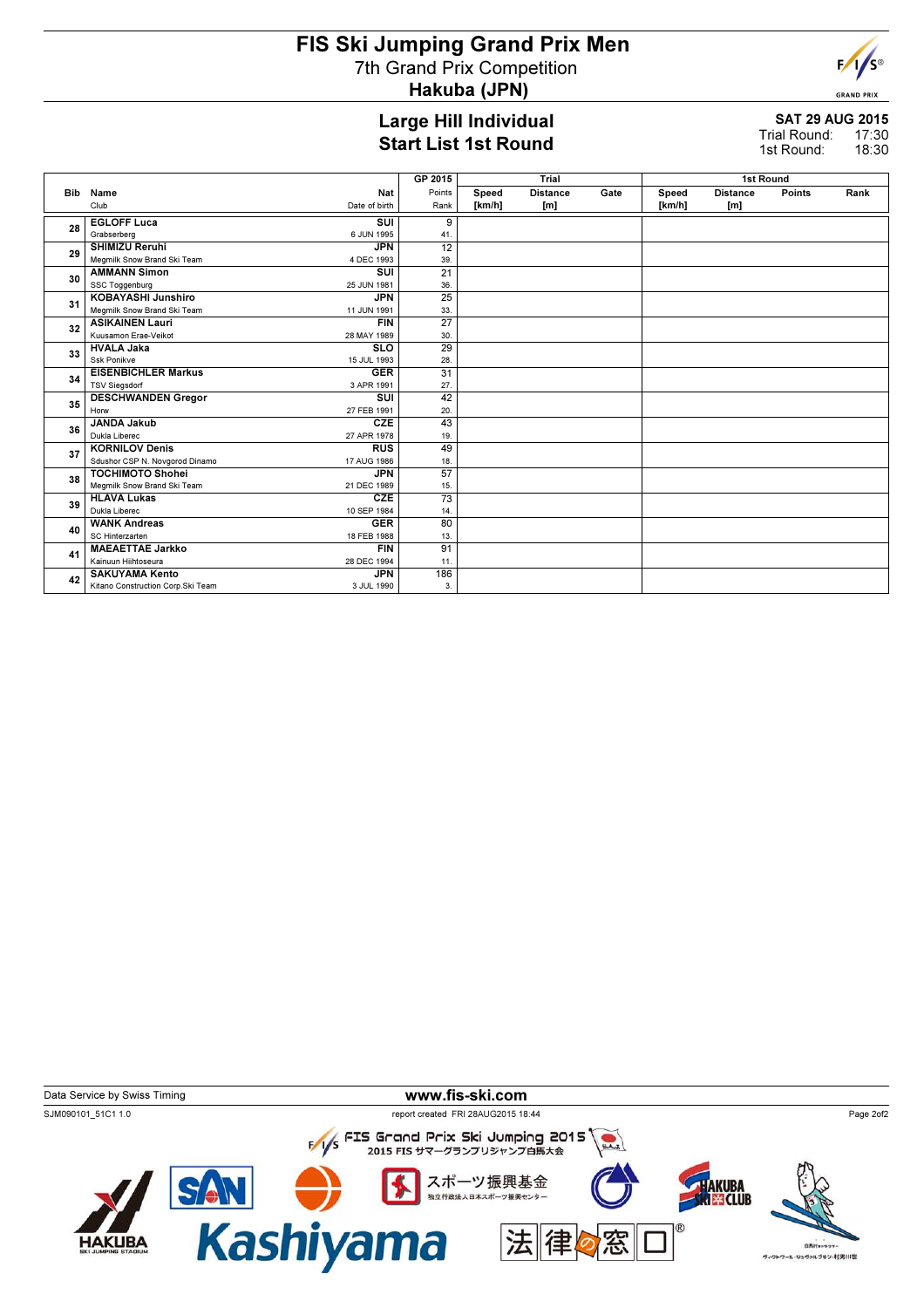# FIS Ski Jumping Grand Prix Men

## 7th Grand Prix Competition

## Hakuba (JPN)

### Large Hill Individual
### Start List 1st Round

**SAT 29 AUG 2015**
Trial Round: 17:30
1st Round: 18:30

| Bib | Name / Club | Nat / Date of birth | GP 2015 Points / Rank | Trial Speed [km/h] | Trial Distance [m] | Trial Gate | 1st Round Speed [km/h] | 1st Round Distance [m] | 1st Round Points | 1st Round Rank |
|---|---|---|---|---|---|---|---|---|---|---|
| 28 | EGLOFF Luca / Grabserberg | SUI / 6 JUN 1995 | 9 / 41. | | | | | | | |
| 29 | SHIMIZU Reruhi / Megmilk Snow Brand Ski Team | JPN / 4 DEC 1993 | 12 / 39. | | | | | | | |
| 30 | AMMANN Simon / SSC Toggenburg | SUI / 25 JUN 1981 | 21 / 36. | | | | | | | |
| 31 | KOBAYASHI Junshiro / Megmilk Snow Brand Ski Team | JPN / 11 JUN 1991 | 25 / 33. | | | | | | | |
| 32 | ASIKAINEN Lauri / Kuusamon Erae-Veikot | FIN / 28 MAY 1989 | 27 / 30. | | | | | | | |
| 33 | HVALA Jaka / Ssk Ponikve | SLO / 15 JUL 1993 | 29 / 28. | | | | | | | |
| 34 | EISENBICHLER Markus / TSV Siegsdorf | GER / 3 APR 1991 | 31 / 27. | | | | | | | |
| 35 | DESCHWANDEN Gregor / Horw | SUI / 27 FEB 1991 | 42 / 20. | | | | | | | |
| 36 | JANDA Jakub / Dukla Liberec | CZE / 27 APR 1978 | 43 / 19. | | | | | | | |
| 37 | KORNILOV Denis / Sdushor CSP N. Novgorod Dinamo | RUS / 17 AUG 1986 | 49 / 18. | | | | | | | |
| 38 | TOCHIMOTO Shohei / Megmilk Snow Brand Ski Team | JPN / 21 DEC 1989 | 57 / 15. | | | | | | | |
| 39 | HLAVA Lukas / Dukla Liberec | CZE / 10 SEP 1984 | 73 / 14. | | | | | | | |
| 40 | WANK Andreas / SC Hinterzarten | GER / 18 FEB 1988 | 80 / 13. | | | | | | | |
| 41 | MAEAETTAE Jarkko / Kainuun Hiihtoseura | FIN / 28 DEC 1994 | 91 / 11. | | | | | | | |
| 42 | SAKUYAMA Kento / Kitano Construction Corp.Ski Team | JPN / 3 JUL 1990 | 186 / 3. | | | | | | | |

Data Service by Swiss Timing — www.fis-ski.com

SJM090101_51C1 1.0 — report created FRI 28AUG2015 18:44

FIS Grand Prix Ski Jumping 2015
2015 FIS サマーグランプリジャンプ白馬大会

HAKUBA SKI JUMPING STADIUM
SAN
Kashiyama
スポーツ振興基金
独立行政法人日本スポーツ振興センター
法律の窓口
HAKUBA SKI CLUB